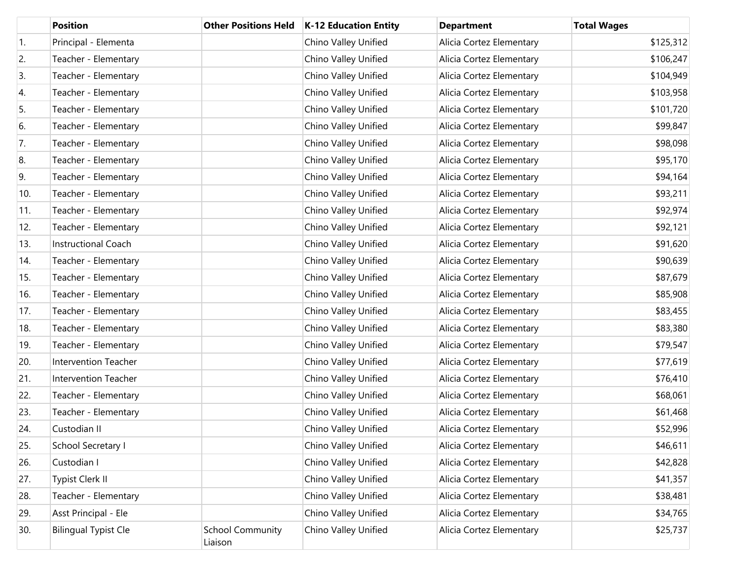| | Position | Other Positions Held | K-12 Education Entity | Department | Total Wages |
|---|---|---|---|---|---|
| 1. | Principal - Elementa | | Chino Valley Unified | Alicia Cortez Elementary | $125,312 |
| 2. | Teacher - Elementary | | Chino Valley Unified | Alicia Cortez Elementary | $106,247 |
| 3. | Teacher - Elementary | | Chino Valley Unified | Alicia Cortez Elementary | $104,949 |
| 4. | Teacher - Elementary | | Chino Valley Unified | Alicia Cortez Elementary | $103,958 |
| 5. | Teacher - Elementary | | Chino Valley Unified | Alicia Cortez Elementary | $101,720 |
| 6. | Teacher - Elementary | | Chino Valley Unified | Alicia Cortez Elementary | $99,847 |
| 7. | Teacher - Elementary | | Chino Valley Unified | Alicia Cortez Elementary | $98,098 |
| 8. | Teacher - Elementary | | Chino Valley Unified | Alicia Cortez Elementary | $95,170 |
| 9. | Teacher - Elementary | | Chino Valley Unified | Alicia Cortez Elementary | $94,164 |
| 10. | Teacher - Elementary | | Chino Valley Unified | Alicia Cortez Elementary | $93,211 |
| 11. | Teacher - Elementary | | Chino Valley Unified | Alicia Cortez Elementary | $92,974 |
| 12. | Teacher - Elementary | | Chino Valley Unified | Alicia Cortez Elementary | $92,121 |
| 13. | Instructional Coach | | Chino Valley Unified | Alicia Cortez Elementary | $91,620 |
| 14. | Teacher - Elementary | | Chino Valley Unified | Alicia Cortez Elementary | $90,639 |
| 15. | Teacher - Elementary | | Chino Valley Unified | Alicia Cortez Elementary | $87,679 |
| 16. | Teacher - Elementary | | Chino Valley Unified | Alicia Cortez Elementary | $85,908 |
| 17. | Teacher - Elementary | | Chino Valley Unified | Alicia Cortez Elementary | $83,455 |
| 18. | Teacher - Elementary | | Chino Valley Unified | Alicia Cortez Elementary | $83,380 |
| 19. | Teacher - Elementary | | Chino Valley Unified | Alicia Cortez Elementary | $79,547 |
| 20. | Intervention Teacher | | Chino Valley Unified | Alicia Cortez Elementary | $77,619 |
| 21. | Intervention Teacher | | Chino Valley Unified | Alicia Cortez Elementary | $76,410 |
| 22. | Teacher - Elementary | | Chino Valley Unified | Alicia Cortez Elementary | $68,061 |
| 23. | Teacher - Elementary | | Chino Valley Unified | Alicia Cortez Elementary | $61,468 |
| 24. | Custodian II | | Chino Valley Unified | Alicia Cortez Elementary | $52,996 |
| 25. | School Secretary I | | Chino Valley Unified | Alicia Cortez Elementary | $46,611 |
| 26. | Custodian I | | Chino Valley Unified | Alicia Cortez Elementary | $42,828 |
| 27. | Typist Clerk II | | Chino Valley Unified | Alicia Cortez Elementary | $41,357 |
| 28. | Teacher - Elementary | | Chino Valley Unified | Alicia Cortez Elementary | $38,481 |
| 29. | Asst Principal - Ele | | Chino Valley Unified | Alicia Cortez Elementary | $34,765 |
| 30. | Bilingual Typist Cle | School Community Liaison | Chino Valley Unified | Alicia Cortez Elementary | $25,737 |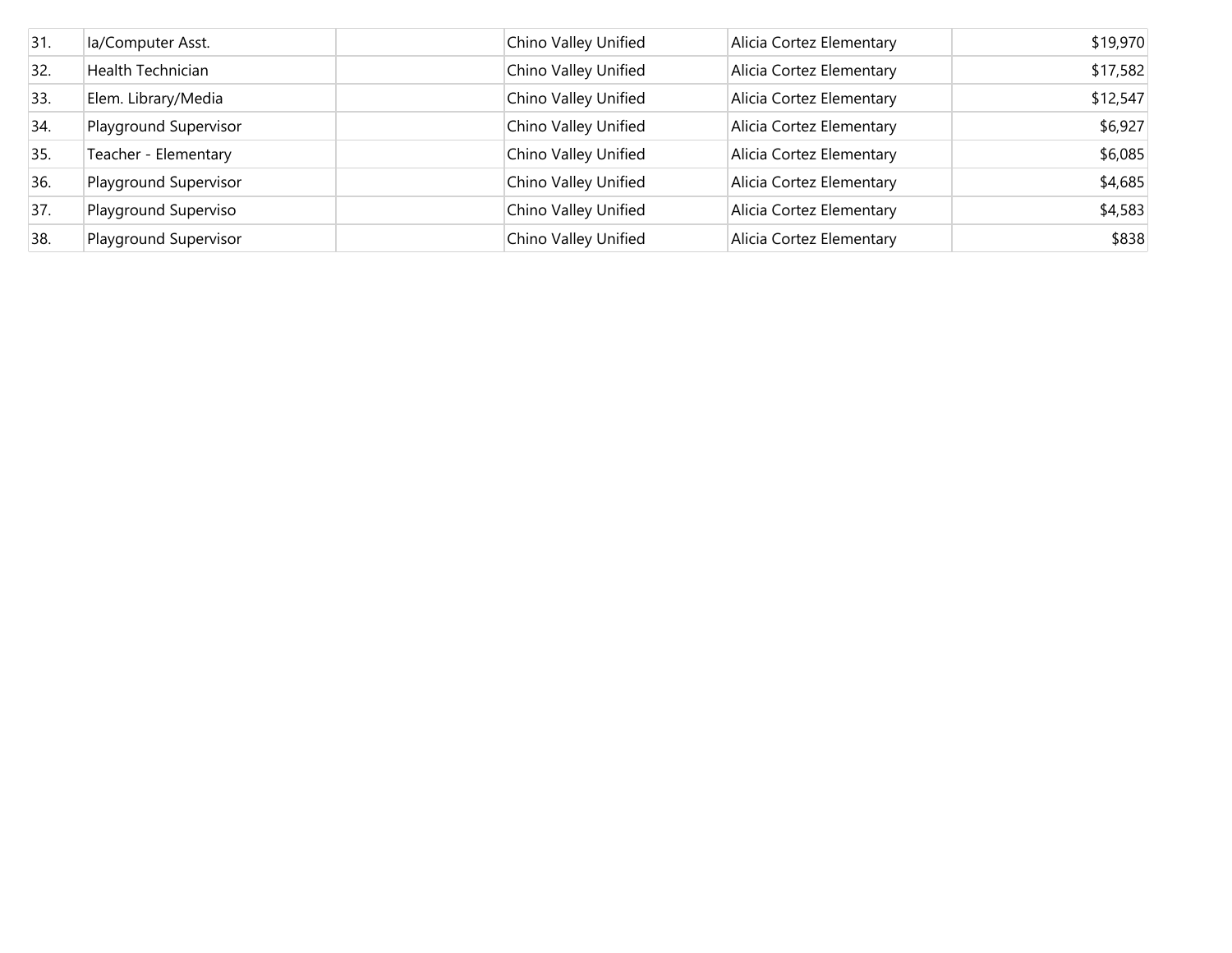| | | | | | |
|---|---|---|---|---|---|
| 31. | Ia/Computer Asst. | | Chino Valley Unified | Alicia Cortez Elementary | $19,970 |
| 32. | Health Technician | | Chino Valley Unified | Alicia Cortez Elementary | $17,582 |
| 33. | Elem. Library/Media | | Chino Valley Unified | Alicia Cortez Elementary | $12,547 |
| 34. | Playground Supervisor | | Chino Valley Unified | Alicia Cortez Elementary | $6,927 |
| 35. | Teacher - Elementary | | Chino Valley Unified | Alicia Cortez Elementary | $6,085 |
| 36. | Playground Supervisor | | Chino Valley Unified | Alicia Cortez Elementary | $4,685 |
| 37. | Playground Superviso | | Chino Valley Unified | Alicia Cortez Elementary | $4,583 |
| 38. | Playground Supervisor | | Chino Valley Unified | Alicia Cortez Elementary | $838 |